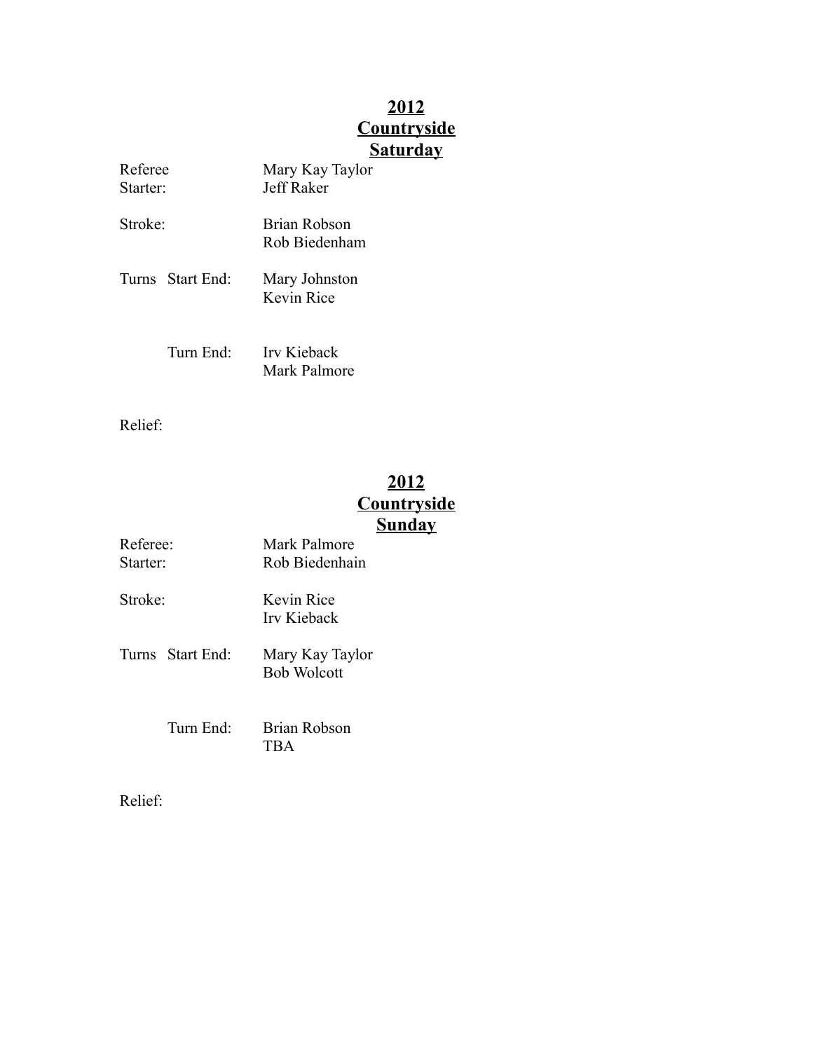**2012**
**Countryside**
**Saturday**

Referee Mary Kay Taylor
Starter: Jeff Raker

Stroke: Brian Robson
Rob Biedenham

Turns Start End: Mary Johnston
Kevin Rice

Turn End: Irv Kieback
Mark Palmore

Relief:

**2012**
**Countryside**
**Sunday**

Referee: Mark Palmore
Starter: Rob Biedenhain

Stroke: Kevin Rice
Irv Kieback

Turns Start End: Mary Kay Taylor
Bob Wolcott

Turn End: Brian Robson
TBA

Relief: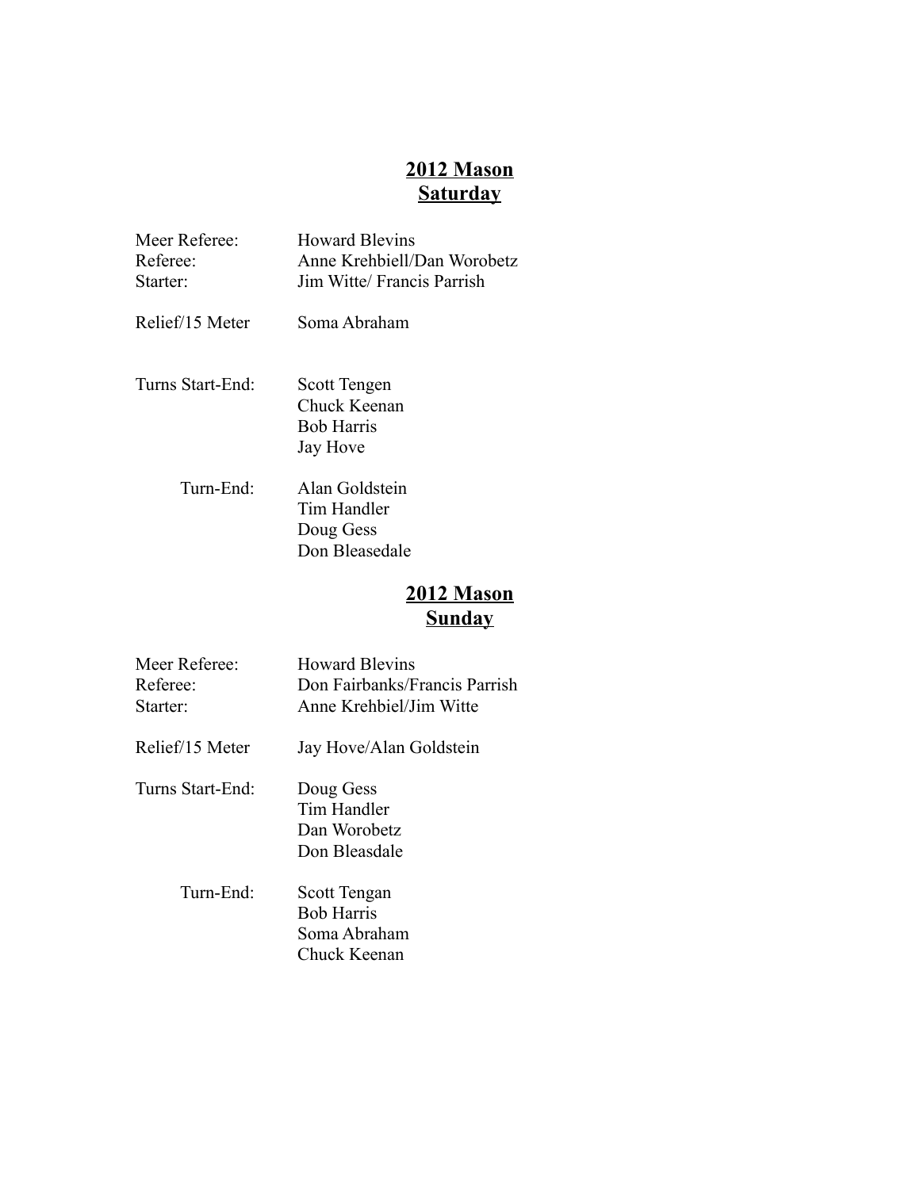## **2012 Mason**
## **Saturday**

| | |
|---|---|
| Meer Referee: | Howard Blevins |
| Referee: | Anne Krehbiell/Dan Worobetz |
| Starter: | Jim Witte/ Francis Parrish |
| Relief/15 Meter | Soma Abraham |
| Turns Start-End: | Scott Tengen<br>Chuck Keenan<br>Bob Harris<br>Jay Hove |
| Turn-End: | Alan Goldstein<br>Tim Handler<br>Doug Gess<br>Don Bleasedale |

## **2012 Mason**
## **Sunday**

| | |
|---|---|
| Meer Referee: | Howard Blevins |
| Referee: | Don Fairbanks/Francis Parrish |
| Starter: | Anne Krehbiel/Jim Witte |
| Relief/15 Meter | Jay Hove/Alan Goldstein |
| Turns Start-End: | Doug Gess<br>Tim Handler<br>Dan Worobetz<br>Don Bleasdale |
| Turn-End: | Scott Tengan<br>Bob Harris<br>Soma Abraham<br>Chuck Keenan |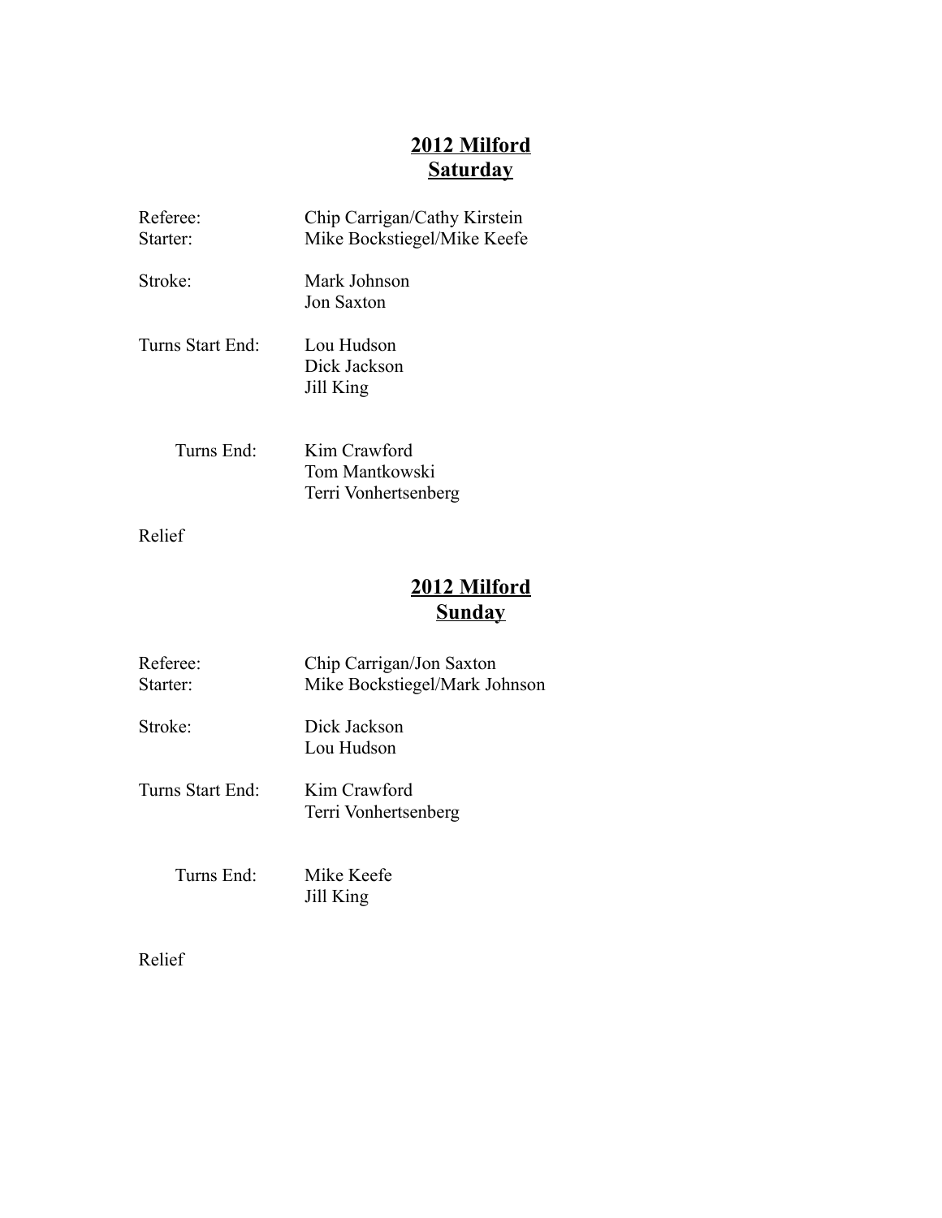## 2012 Milford
## Saturday

Referee: Chip Carrigan/Cathy Kirstein
Starter: Mike Bockstiegel/Mike Keefe

Stroke: Mark Johnson
Jon Saxton

Turns Start End: Lou Hudson
Dick Jackson
Jill King

Turns End: Kim Crawford
Tom Mantkowski
Terri Vonhertsenberg

Relief

## 2012 Milford
## Sunday

Referee: Chip Carrigan/Jon Saxton
Starter: Mike Bockstiegel/Mark Johnson

Stroke: Dick Jackson
Lou Hudson

Turns Start End: Kim Crawford
Terri Vonhertsenberg

Turns End: Mike Keefe
Jill King

Relief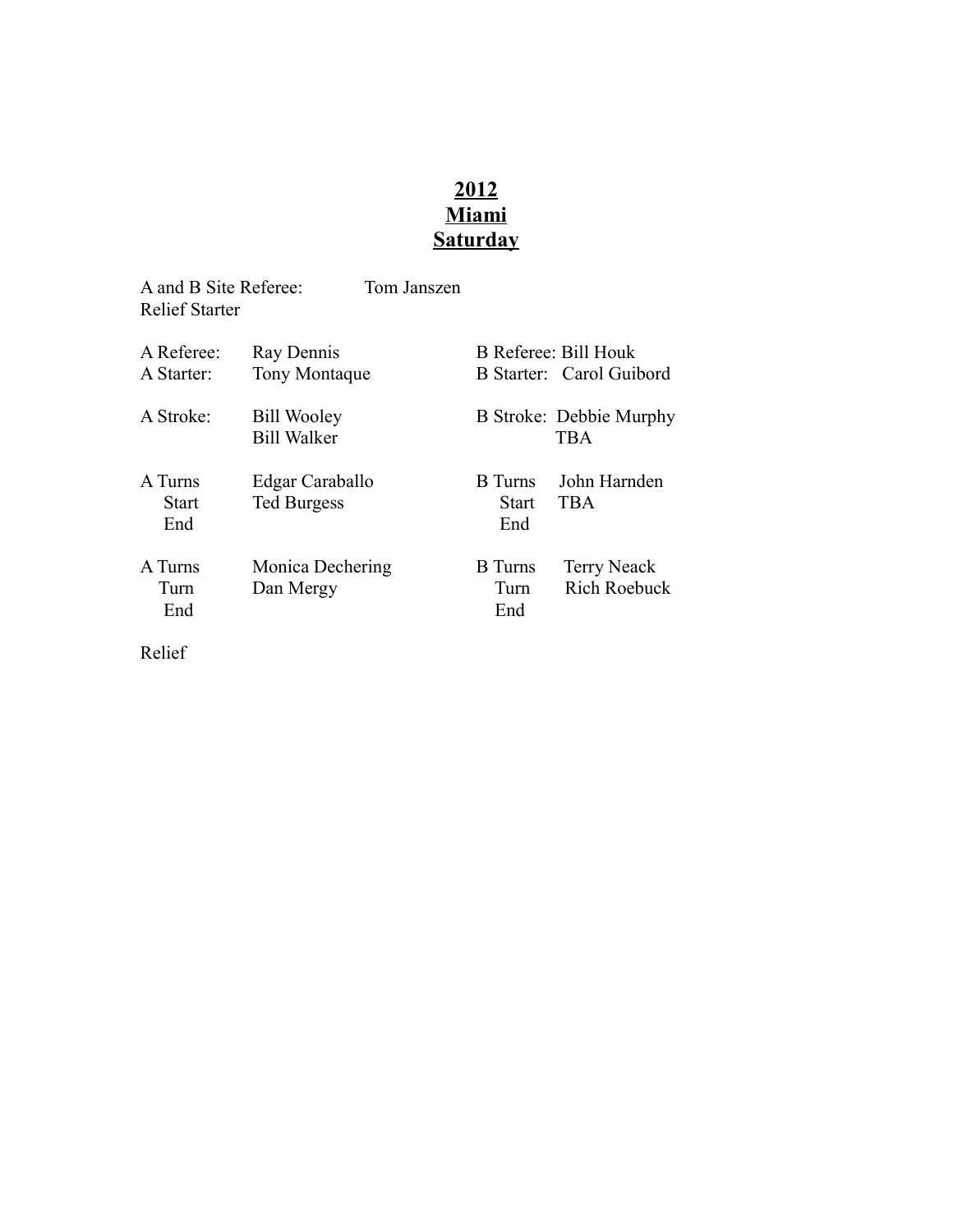# **2012**
# **Miami**
# **Saturday**

A and B Site Referee: Tom Janszen
Relief Starter

| | | | |
|---|---|---|---|
| A Referee: | Ray Dennis | B Referee: | Bill Houk |
| A Starter: | Tony Montaque | B Starter: | Carol Guibord |
| A Stroke: | Bill Wooley | B Stroke: | Debbie Murphy |
| | Bill Walker | | TBA |
| A Turns Start End | Edgar Caraballo | B Turns Start End | John Harnden |
| | Ted Burgess | | TBA |
| A Turns Turn End | Monica Dechering | B Turns Turn End | Terry Neack |
| | Dan Mergy | | Rich Roebuck |

Relief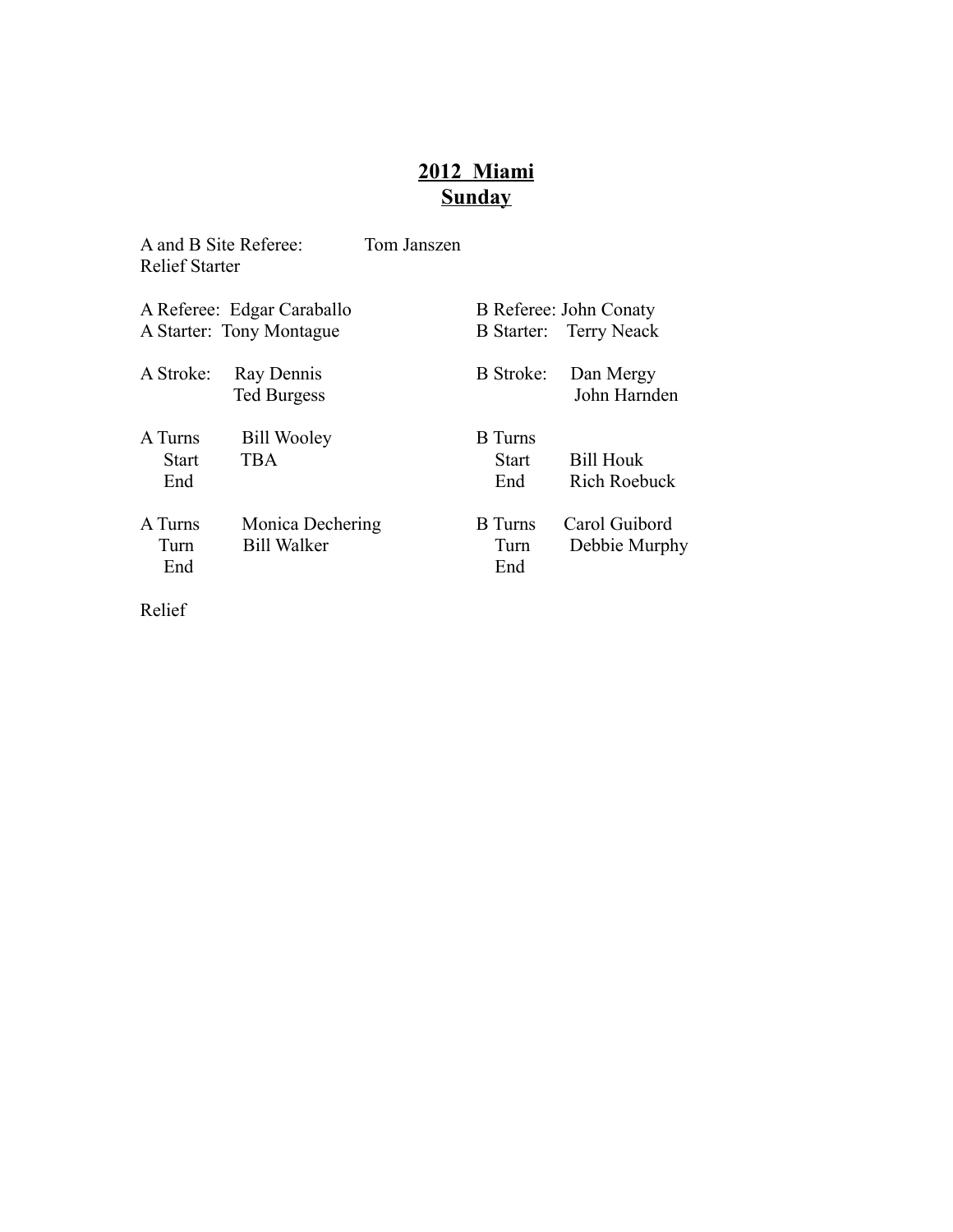# 2012 Miami
## Sunday

A and B Site Referee: Tom Janszen
Relief Starter

| | |
|---|---|
| A Referee: Edgar Caraballo | B Referee: John Conaty |
| A Starter: Tony Montague | B Starter: Terry Neack |
| A Stroke: Ray Dennis | B Stroke: Dan Mergy |
| Ted Burgess | John Harnden |
| A Turns: Bill Wooley | B Turns |
| Start: TBA | Start: Bill Houk |
| End | End: Rich Roebuck |
| A Turns: Monica Dechering | B Turns: Carol Guibord |
| Turn: Bill Walker | Turn: Debbie Murphy |
| End | End |

Relief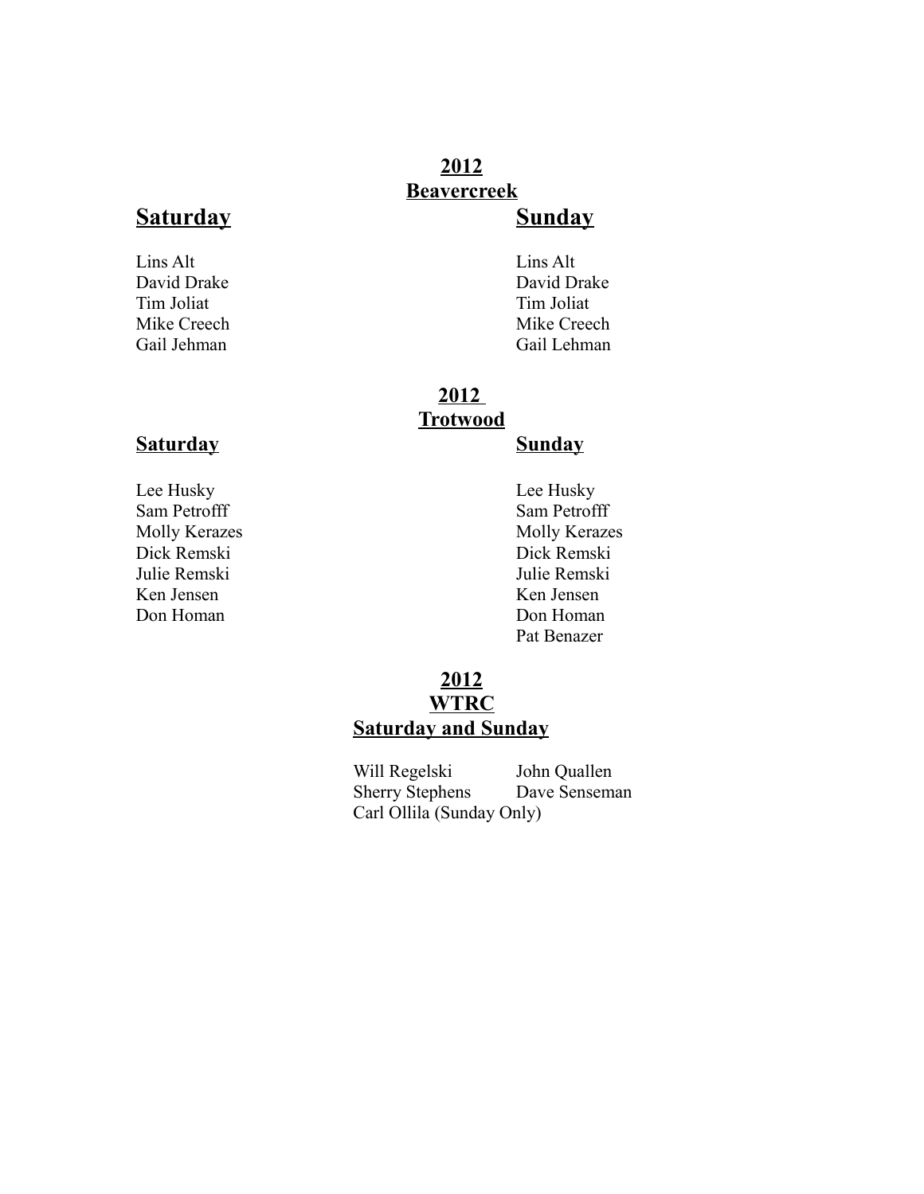**2012**
**Beavercreek**

| **Saturday** | **Sunday** |
| --- | --- |
| Lins Alt | Lins Alt |
| David Drake | David Drake |
| Tim Joliat | Tim Joliat |
| Mike Creech | Mike Creech |
| Gail Jehman | Gail Lehman |

**2012**
**Trotwood**

| **Saturday** | **Sunday** |
| --- | --- |
| Lee Husky | Lee Husky |
| Sam Petrofff | Sam Petrofff |
| Molly Kerazes | Molly Kerazes |
| Dick Remski | Dick Remski |
| Julie Remski | Julie Remski |
| Ken Jensen | Ken Jensen |
| Don Homan | Don Homan |
| | Pat Benazer |

**2012**
**WTRC**
**Saturday and Sunday**

Will Regelski &nbsp;&nbsp;&nbsp; John Quallen
Sherry Stephens &nbsp;&nbsp;&nbsp; Dave Senseman
Carl Ollila (Sunday Only)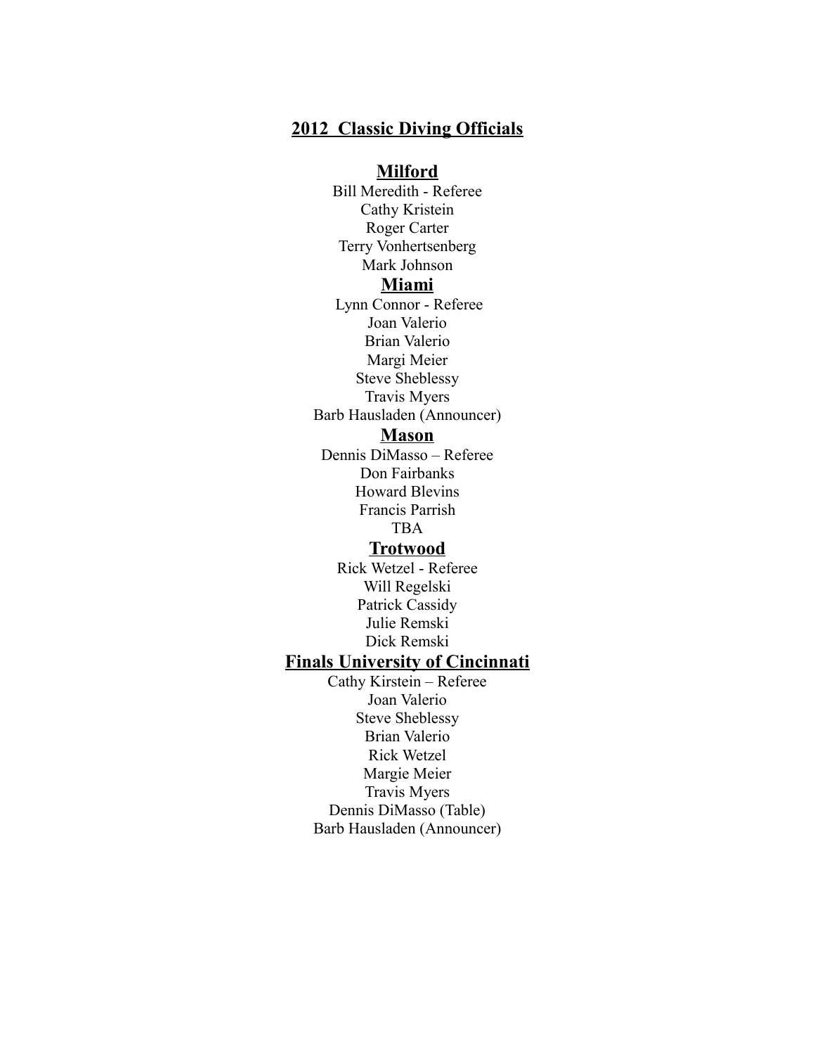# 2012 Classic Diving Officials

## Milford

Bill Meredith - Referee
Cathy Kristein
Roger Carter
Terry Vonhertsenberg
Mark Johnson

## Miami

Lynn Connor - Referee
Joan Valerio
Brian Valerio
Margi Meier
Steve Sheblessy
Travis Myers
Barb Hausladen (Announcer)

## Mason

Dennis DiMasso – Referee
Don Fairbanks
Howard Blevins
Francis Parrish
TBA

## Trotwood

Rick Wetzel - Referee
Will Regelski
Patrick Cassidy
Julie Remski
Dick Remski

## Finals University of Cincinnati

Cathy Kirstein – Referee
Joan Valerio
Steve Sheblessy
Brian Valerio
Rick Wetzel
Margie Meier
Travis Myers
Dennis DiMasso (Table)
Barb Hausladen (Announcer)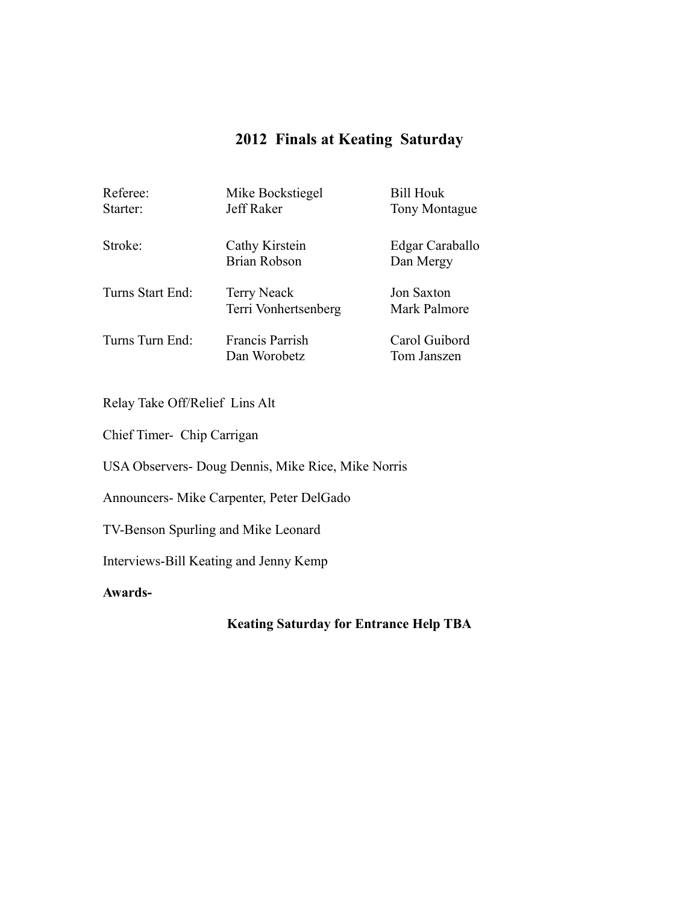# 2012 Finals at Keating Saturday

| | | |
|---|---|---|
| Referee: | Mike Bockstiegel | Bill Houk |
| Starter: | Jeff Raker | Tony Montague |
| Stroke: | Cathy Kirstein<br>Brian Robson | Edgar Caraballo<br>Dan Mergy |
| Turns Start End: | Terry Neack<br>Terri Vonhertsenberg | Jon Saxton<br>Mark Palmore |
| Turns Turn End: | Francis Parrish<br>Dan Worobetz | Carol Guibord<br>Tom Janszen |

Relay Take Off/Relief Lins Alt

Chief Timer- Chip Carrigan

USA Observers- Doug Dennis, Mike Rice, Mike Norris

Announcers- Mike Carpenter, Peter DelGado

TV-Benson Spurling and Mike Leonard

Interviews-Bill Keating and Jenny Kemp

**Awards-**

**Keating Saturday for Entrance Help TBA**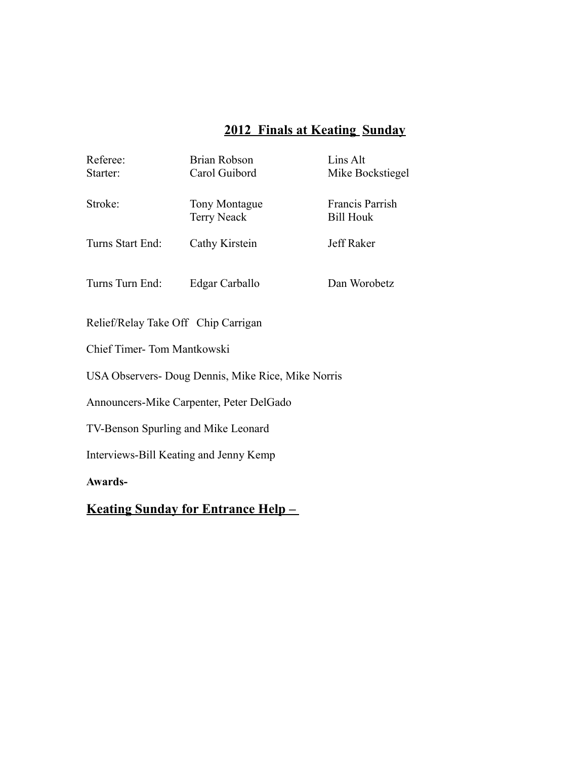## 2012 Finals at Keating Sunday

| | | |
|---|---|---|
| Referee: | Brian Robson | Lins Alt |
| Starter: | Carol Guibord | Mike Bockstiegel |
| Stroke: | Tony Montague<br>Terry Neack | Francis Parrish<br>Bill Houk |
| Turns Start End: | Cathy Kirstein | Jeff Raker |
| Turns Turn End: | Edgar Carballo | Dan Worobetz |

Relief/Relay Take Off Chip Carrigan

Chief Timer- Tom Mantkowski

USA Observers- Doug Dennis, Mike Rice, Mike Norris

Announcers-Mike Carpenter, Peter DelGado

TV-Benson Spurling and Mike Leonard

Interviews-Bill Keating and Jenny Kemp

**Awards-**

## Keating Sunday for Entrance Help –